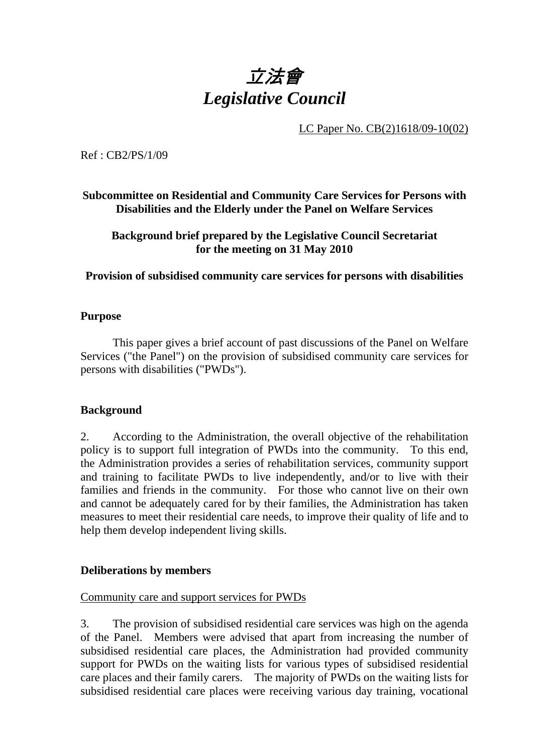# *立法會*
# *Legislative Council*

LC Paper No. CB(2)1618/09-10(02)

Ref : CB2/PS/1/09

**Subcommittee on Residential and Community Care Services for Persons with Disabilities and the Elderly under the Panel on Welfare Services**

**Background brief prepared by the Legislative Council Secretariat for the meeting on 31 May 2010**

**Provision of subsidised community care services for persons with disabilities**

## Purpose

This paper gives a brief account of past discussions of the Panel on Welfare Services ("the Panel") on the provision of subsidised community care services for persons with disabilities ("PWDs").

## Background

2. According to the Administration, the overall objective of the rehabilitation policy is to support full integration of PWDs into the community. To this end, the Administration provides a series of rehabilitation services, community support and training to facilitate PWDs to live independently, and/or to live with their families and friends in the community. For those who cannot live on their own and cannot be adequately cared for by their families, the Administration has taken measures to meet their residential care needs, to improve their quality of life and to help them develop independent living skills.

## Deliberations by members

Community care and support services for PWDs

3. The provision of subsidised residential care services was high on the agenda of the Panel. Members were advised that apart from increasing the number of subsidised residential care places, the Administration had provided community support for PWDs on the waiting lists for various types of subsidised residential care places and their family carers. The majority of PWDs on the waiting lists for subsidised residential care places were receiving various day training, vocational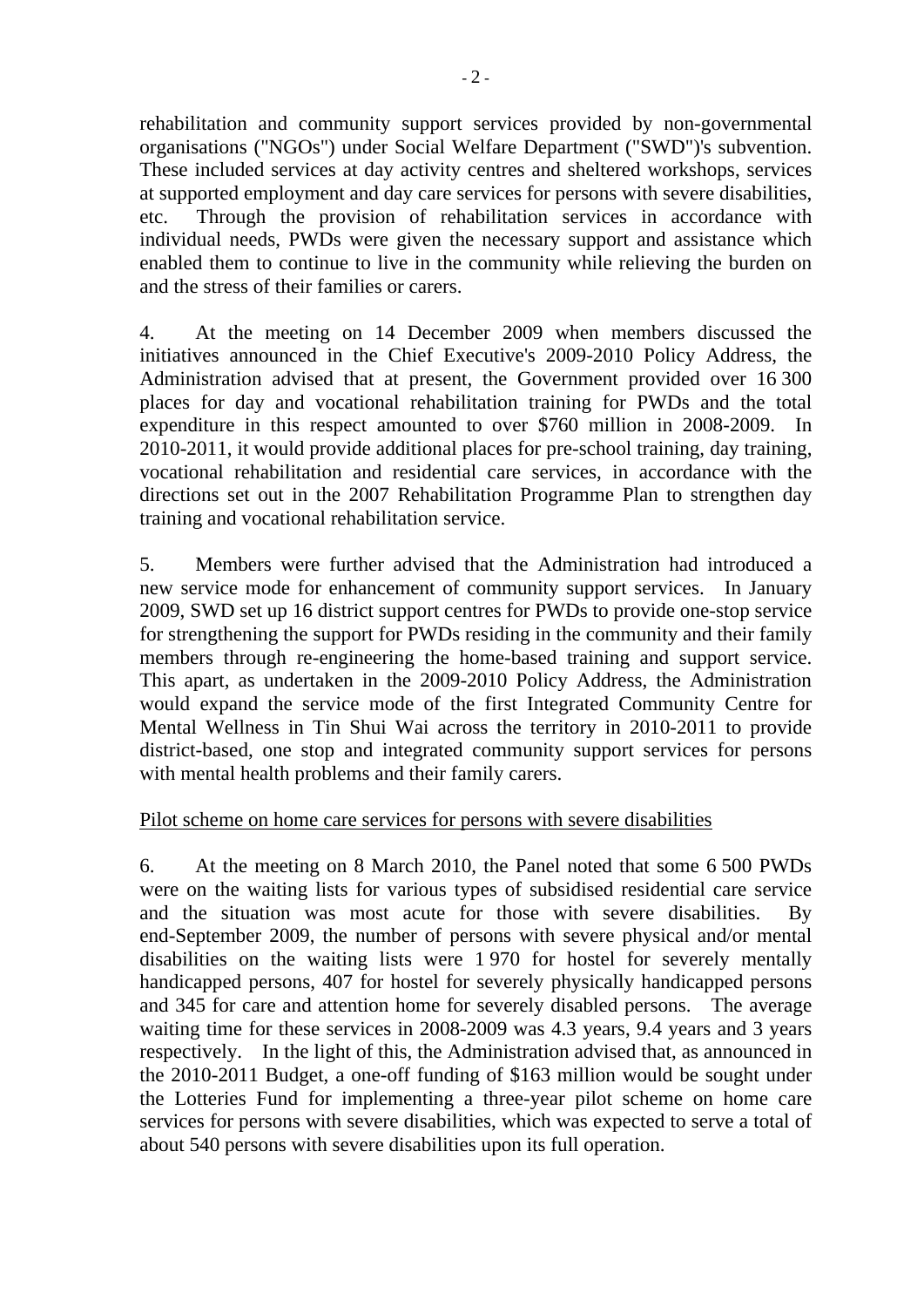rehabilitation and community support services provided by non-governmental organisations ("NGOs") under Social Welfare Department ("SWD")'s subvention. These included services at day activity centres and sheltered workshops, services at supported employment and day care services for persons with severe disabilities, etc. Through the provision of rehabilitation services in accordance with individual needs, PWDs were given the necessary support and assistance which enabled them to continue to live in the community while relieving the burden on and the stress of their families or carers.

4. At the meeting on 14 December 2009 when members discussed the initiatives announced in the Chief Executive's 2009-2010 Policy Address, the Administration advised that at present, the Government provided over 16 300 places for day and vocational rehabilitation training for PWDs and the total expenditure in this respect amounted to over $760 million in 2008-2009. In 2010-2011, it would provide additional places for pre-school training, day training, vocational rehabilitation and residential care services, in accordance with the directions set out in the 2007 Rehabilitation Programme Plan to strengthen day training and vocational rehabilitation service.

5. Members were further advised that the Administration had introduced a new service mode for enhancement of community support services. In January 2009, SWD set up 16 district support centres for PWDs to provide one-stop service for strengthening the support for PWDs residing in the community and their family members through re-engineering the home-based training and support service. This apart, as undertaken in the 2009-2010 Policy Address, the Administration would expand the service mode of the first Integrated Community Centre for Mental Wellness in Tin Shui Wai across the territory in 2010-2011 to provide district-based, one stop and integrated community support services for persons with mental health problems and their family carers.

Pilot scheme on home care services for persons with severe disabilities

6. At the meeting on 8 March 2010, the Panel noted that some 6 500 PWDs were on the waiting lists for various types of subsidised residential care service and the situation was most acute for those with severe disabilities. By end-September 2009, the number of persons with severe physical and/or mental disabilities on the waiting lists were 1 970 for hostel for severely mentally handicapped persons, 407 for hostel for severely physically handicapped persons and 345 for care and attention home for severely disabled persons. The average waiting time for these services in 2008-2009 was 4.3 years, 9.4 years and 3 years respectively. In the light of this, the Administration advised that, as announced in the 2010-2011 Budget, a one-off funding of $163 million would be sought under the Lotteries Fund for implementing a three-year pilot scheme on home care services for persons with severe disabilities, which was expected to serve a total of about 540 persons with severe disabilities upon its full operation.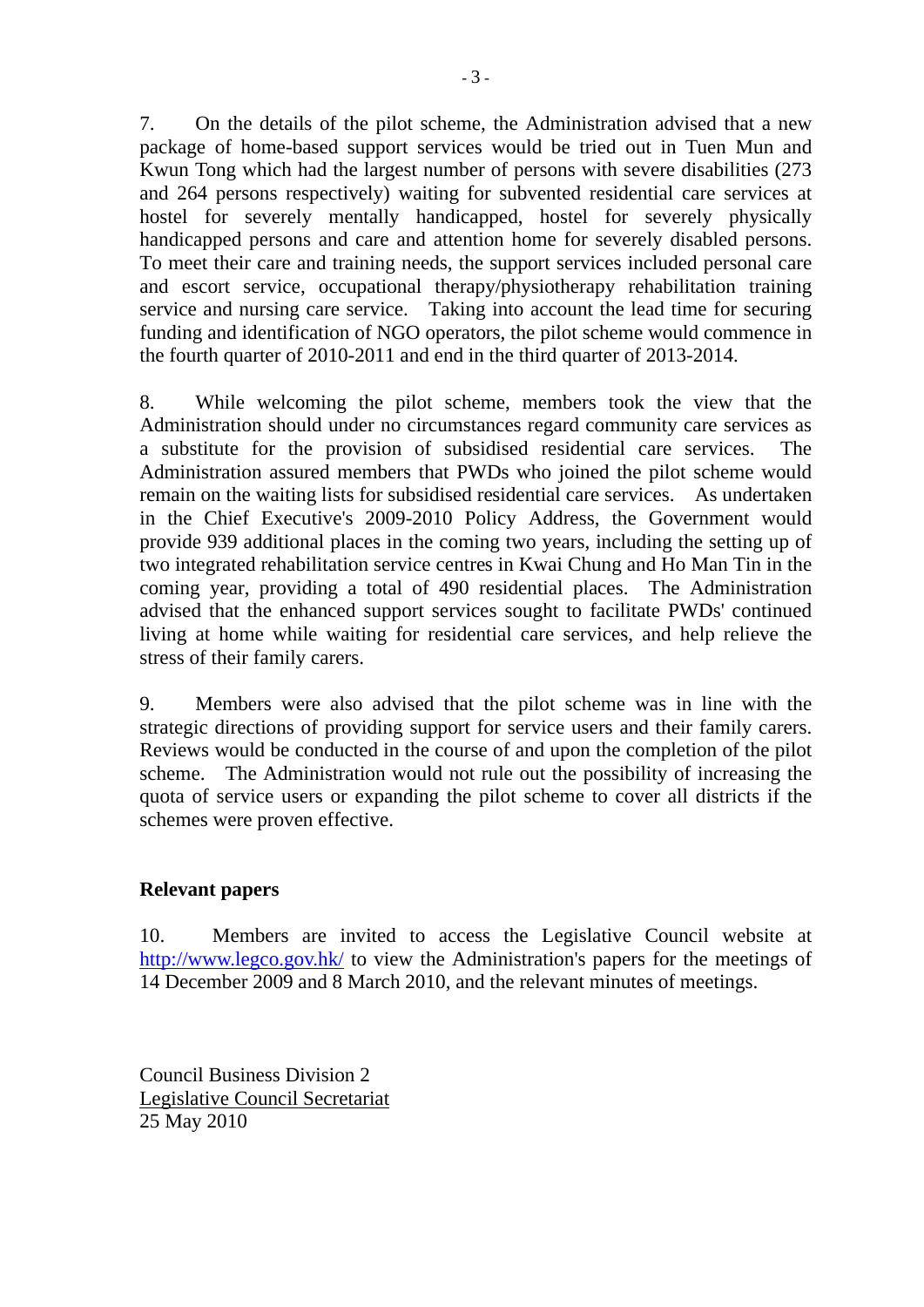7. On the details of the pilot scheme, the Administration advised that a new package of home-based support services would be tried out in Tuen Mun and Kwun Tong which had the largest number of persons with severe disabilities (273 and 264 persons respectively) waiting for subvented residential care services at hostel for severely mentally handicapped, hostel for severely physically handicapped persons and care and attention home for severely disabled persons. To meet their care and training needs, the support services included personal care and escort service, occupational therapy/physiotherapy rehabilitation training service and nursing care service. Taking into account the lead time for securing funding and identification of NGO operators, the pilot scheme would commence in the fourth quarter of 2010-2011 and end in the third quarter of 2013-2014.

8. While welcoming the pilot scheme, members took the view that the Administration should under no circumstances regard community care services as a substitute for the provision of subsidised residential care services. The Administration assured members that PWDs who joined the pilot scheme would remain on the waiting lists for subsidised residential care services. As undertaken in the Chief Executive's 2009-2010 Policy Address, the Government would provide 939 additional places in the coming two years, including the setting up of two integrated rehabilitation service centres in Kwai Chung and Ho Man Tin in the coming year, providing a total of 490 residential places. The Administration advised that the enhanced support services sought to facilitate PWDs' continued living at home while waiting for residential care services, and help relieve the stress of their family carers.

9. Members were also advised that the pilot scheme was in line with the strategic directions of providing support for service users and their family carers. Reviews would be conducted in the course of and upon the completion of the pilot scheme. The Administration would not rule out the possibility of increasing the quota of service users or expanding the pilot scheme to cover all districts if the schemes were proven effective.

**Relevant papers**

10. Members are invited to access the Legislative Council website at http://www.legco.gov.hk/ to view the Administration's papers for the meetings of 14 December 2009 and 8 March 2010, and the relevant minutes of meetings.

Council Business Division 2
Legislative Council Secretariat
25 May 2010